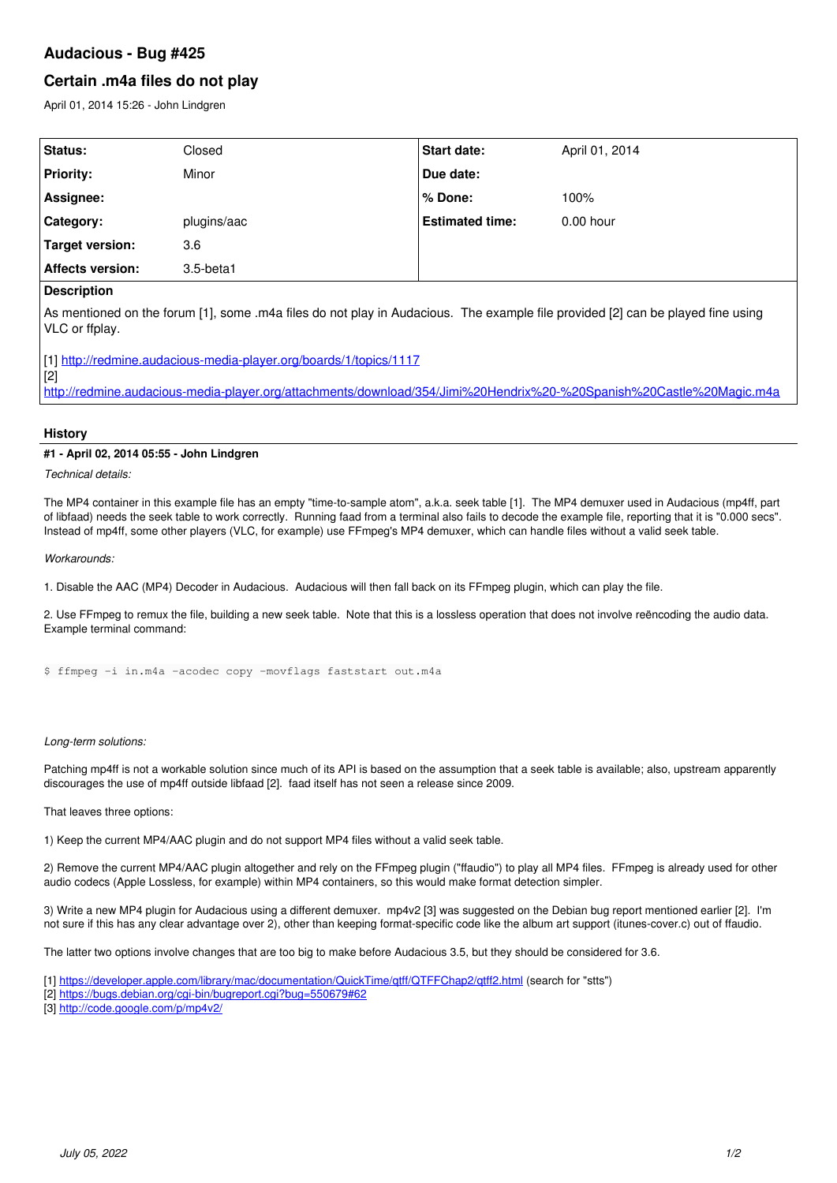# Audacious - Bug #425

## Certain .m4a files do not play

April 01, 2014 15:26 - John Lindgren

| Status: | Closed | Start date: | April 01, 2014 |
|---|---|---|---|
| Priority: | Minor | Due date: | |
| Assignee: | | % Done: | 100% |
| Category: | plugins/aac | Estimated time: | 0.00 hour |
| Target version: | 3.6 | | |
| Affects version: | 3.5-beta1 | | |

**Description**

As mentioned on the forum [1], some .m4a files do not play in Audacious. The example file provided [2] can be played fine using VLC or ffplay.

[1] http://redmine.audacious-media-player.org/boards/1/topics/1117
[2] http://redmine.audacious-media-player.org/attachments/download/354/Jimi%20Hendrix%20-%20Spanish%20Castle%20Magic.m4a

## History

**#1 - April 02, 2014 05:55 - John Lindgren**

*Technical details:*

The MP4 container in this example file has an empty "time-to-sample atom", a.k.a. seek table [1]. The MP4 demuxer used in Audacious (mp4ff, part of libfaad) needs the seek table to work correctly. Running faad from a terminal also fails to decode the example file, reporting that it is "0.000 secs". Instead of mp4ff, some other players (VLC, for example) use FFmpeg's MP4 demuxer, which can handle files without a valid seek table.

*Workarounds:*

1. Disable the AAC (MP4) Decoder in Audacious. Audacious will then fall back on its FFmpeg plugin, which can play the file.

2. Use FFmpeg to remux the file, building a new seek table. Note that this is a lossless operation that does not involve reëncoding the audio data. Example terminal command:

```
$ ffmpeg -i in.m4a -acodec copy -movflags faststart out.m4a
```

*Long-term solutions:*

Patching mp4ff is not a workable solution since much of its API is based on the assumption that a seek table is available; also, upstream apparently discourages the use of mp4ff outside libfaad [2]. faad itself has not seen a release since 2009.

That leaves three options:

1) Keep the current MP4/AAC plugin and do not support MP4 files without a valid seek table.

2) Remove the current MP4/AAC plugin altogether and rely on the FFmpeg plugin ("ffaudio") to play all MP4 files. FFmpeg is already used for other audio codecs (Apple Lossless, for example) within MP4 containers, so this would make format detection simpler.

3) Write a new MP4 plugin for Audacious using a different demuxer. mp4v2 [3] was suggested on the Debian bug report mentioned earlier [2]. I'm not sure if this has any clear advantage over 2), other than keeping format-specific code like the album art support (itunes-cover.c) out of ffaudio.

The latter two options involve changes that are too big to make before Audacious 3.5, but they should be considered for 3.6.

[1] https://developer.apple.com/library/mac/documentation/QuickTime/qtff/QTFFChap2/qtff2.html (search for "stts")
[2] https://bugs.debian.org/cgi-bin/bugreport.cgi?bug=550679#62
[3] http://code.google.com/p/mp4v2/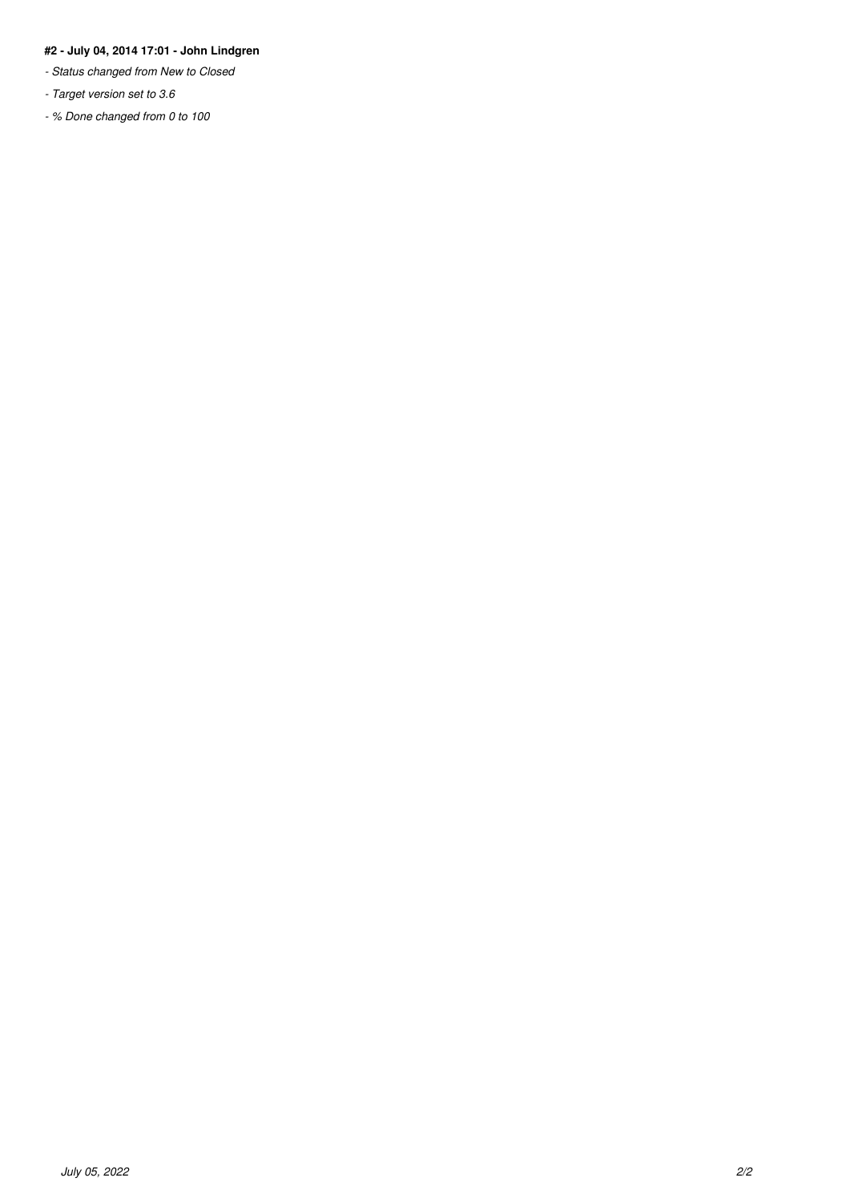**#2 - July 04, 2014 17:01 - John Lindgren**

*- Status changed from New to Closed*

*- Target version set to 3.6*

*- % Done changed from 0 to 100*